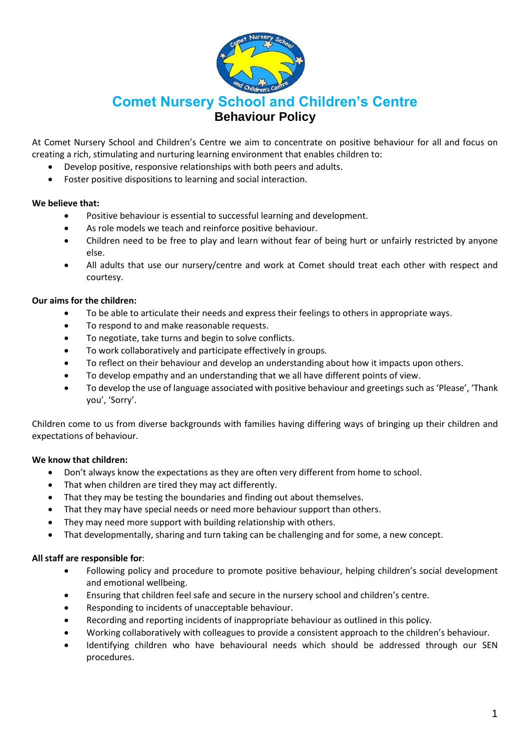# Comet Nursery School and Children's Centre

## Behaviour Policy

At Comet Nursery School and Children's Centre we aim to concentrate on positive behaviour for all and focus on creating a rich, stimulating and nurturing learning environment that enables children to:

- Develop positive, responsive relationships with both peers and adults.
- Foster positive dispositions to learning and social interaction.

**We believe that:**

- Positive behaviour is essential to successful learning and development.
- As role models we teach and reinforce positive behaviour.
- Children need to be free to play and learn without fear of being hurt or unfairly restricted by anyone else.
- All adults that use our nursery/centre and work at Comet should treat each other with respect and courtesy.

**Our aims for the children:**

- To be able to articulate their needs and express their feelings to others in appropriate ways.
- To respond to and make reasonable requests.
- To negotiate, take turns and begin to solve conflicts.
- To work collaboratively and participate effectively in groups.
- To reflect on their behaviour and develop an understanding about how it impacts upon others.
- To develop empathy and an understanding that we all have different points of view.
- To develop the use of language associated with positive behaviour and greetings such as 'Please', 'Thank you', 'Sorry'.

Children come to us from diverse backgrounds with families having differing ways of bringing up their children and expectations of behaviour.

**We know that children:**

- Don't always know the expectations as they are often very different from home to school.
- That when children are tired they may act differently.
- That they may be testing the boundaries and finding out about themselves.
- That they may have special needs or need more behaviour support than others.
- They may need more support with building relationship with others.
- That developmentally, sharing and turn taking can be challenging and for some, a new concept.

**All staff are responsible for**:

- Following policy and procedure to promote positive behaviour, helping children's social development and emotional wellbeing.
- Ensuring that children feel safe and secure in the nursery school and children's centre.
- Responding to incidents of unacceptable behaviour.
- Recording and reporting incidents of inappropriate behaviour as outlined in this policy.
- Working collaboratively with colleagues to provide a consistent approach to the children's behaviour.
- Identifying children who have behavioural needs which should be addressed through our SEN procedures.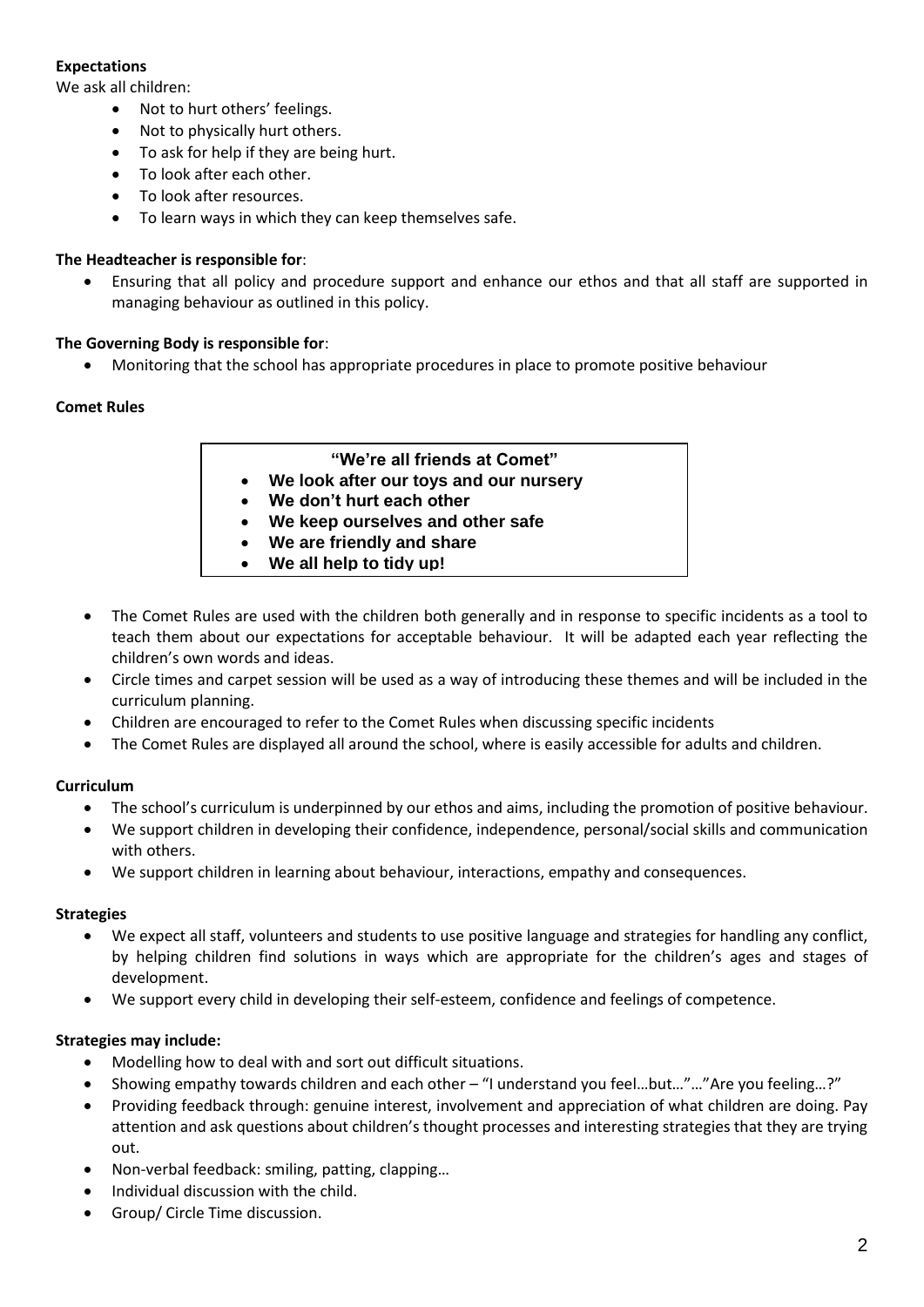**Expectations**

We ask all children:

- Not to hurt others' feelings.
- Not to physically hurt others.
- To ask for help if they are being hurt.
- To look after each other.
- To look after resources.
- To learn ways in which they can keep themselves safe.

**The Headteacher is responsible for**:

- Ensuring that all policy and procedure support and enhance our ethos and that all staff are supported in managing behaviour as outlined in this policy.

**The Governing Body is responsible for**:

- Monitoring that the school has appropriate procedures in place to promote positive behaviour

**Comet Rules**

> **"We're all friends at Comet"**
> - **We look after our toys and our nursery**
> - **We don't hurt each other**
> - **We keep ourselves and other safe**
> - **We are friendly and share**
> - **We all help to tidy up!**

- The Comet Rules are used with the children both generally and in response to specific incidents as a tool to teach them about our expectations for acceptable behaviour. It will be adapted each year reflecting the children's own words and ideas.
- Circle times and carpet session will be used as a way of introducing these themes and will be included in the curriculum planning.
- Children are encouraged to refer to the Comet Rules when discussing specific incidents
- The Comet Rules are displayed all around the school, where is easily accessible for adults and children.

**Curriculum**

- The school's curriculum is underpinned by our ethos and aims, including the promotion of positive behaviour.
- We support children in developing their confidence, independence, personal/social skills and communication with others.
- We support children in learning about behaviour, interactions, empathy and consequences.

**Strategies**

- We expect all staff, volunteers and students to use positive language and strategies for handling any conflict, by helping children find solutions in ways which are appropriate for the children's ages and stages of development.
- We support every child in developing their self-esteem, confidence and feelings of competence.

**Strategies may include:**

- Modelling how to deal with and sort out difficult situations.
- Showing empathy towards children and each other – "I understand you feel…but…"…"Are you feeling…?"
- Providing feedback through: genuine interest, involvement and appreciation of what children are doing. Pay attention and ask questions about children's thought processes and interesting strategies that they are trying out.
- Non-verbal feedback: smiling, patting, clapping…
- Individual discussion with the child.
- Group/ Circle Time discussion.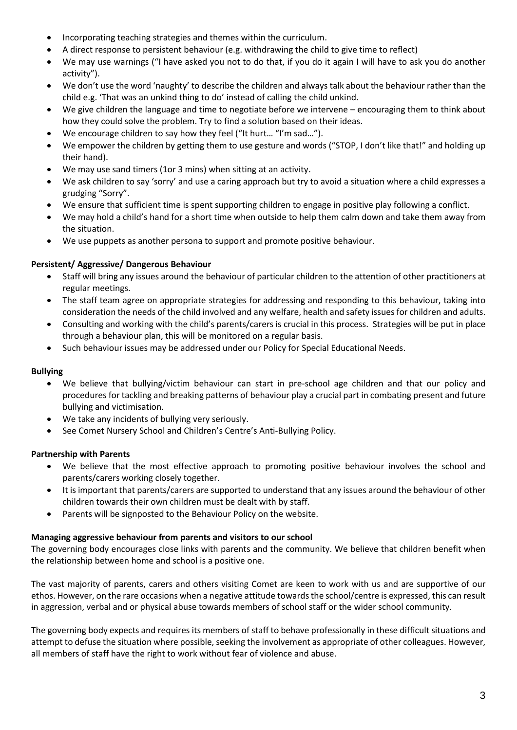- Incorporating teaching strategies and themes within the curriculum.
- A direct response to persistent behaviour (e.g. withdrawing the child to give time to reflect)
- We may use warnings ("I have asked you not to do that, if you do it again I will have to ask you do another activity").
- We don't use the word 'naughty' to describe the children and always talk about the behaviour rather than the child e.g. 'That was an unkind thing to do' instead of calling the child unkind.
- We give children the language and time to negotiate before we intervene – encouraging them to think about how they could solve the problem. Try to find a solution based on their ideas.
- We encourage children to say how they feel ("It hurt… "I'm sad…").
- We empower the children by getting them to use gesture and words ("STOP, I don't like that!" and holding up their hand).
- We may use sand timers (1or 3 mins) when sitting at an activity.
- We ask children to say 'sorry' and use a caring approach but try to avoid a situation where a child expresses a grudging "Sorry".
- We ensure that sufficient time is spent supporting children to engage in positive play following a conflict.
- We may hold a child's hand for a short time when outside to help them calm down and take them away from the situation.
- We use puppets as another persona to support and promote positive behaviour.

**Persistent/ Aggressive/ Dangerous Behaviour**

- Staff will bring any issues around the behaviour of particular children to the attention of other practitioners at regular meetings.
- The staff team agree on appropriate strategies for addressing and responding to this behaviour, taking into consideration the needs of the child involved and any welfare, health and safety issues for children and adults.
- Consulting and working with the child's parents/carers is crucial in this process. Strategies will be put in place through a behaviour plan, this will be monitored on a regular basis.
- Such behaviour issues may be addressed under our Policy for Special Educational Needs.

**Bullying**

- We believe that bullying/victim behaviour can start in pre-school age children and that our policy and procedures for tackling and breaking patterns of behaviour play a crucial part in combating present and future bullying and victimisation.
- We take any incidents of bullying very seriously.
- See Comet Nursery School and Children's Centre's Anti-Bullying Policy.

**Partnership with Parents**

- We believe that the most effective approach to promoting positive behaviour involves the school and parents/carers working closely together.
- It is important that parents/carers are supported to understand that any issues around the behaviour of other children towards their own children must be dealt with by staff.
- Parents will be signposted to the Behaviour Policy on the website.

**Managing aggressive behaviour from parents and visitors to our school**

The governing body encourages close links with parents and the community. We believe that children benefit when the relationship between home and school is a positive one.

The vast majority of parents, carers and others visiting Comet are keen to work with us and are supportive of our ethos. However, on the rare occasions when a negative attitude towards the school/centre is expressed, this can result in aggression, verbal and or physical abuse towards members of school staff or the wider school community.

The governing body expects and requires its members of staff to behave professionally in these difficult situations and attempt to defuse the situation where possible, seeking the involvement as appropriate of other colleagues. However, all members of staff have the right to work without fear of violence and abuse.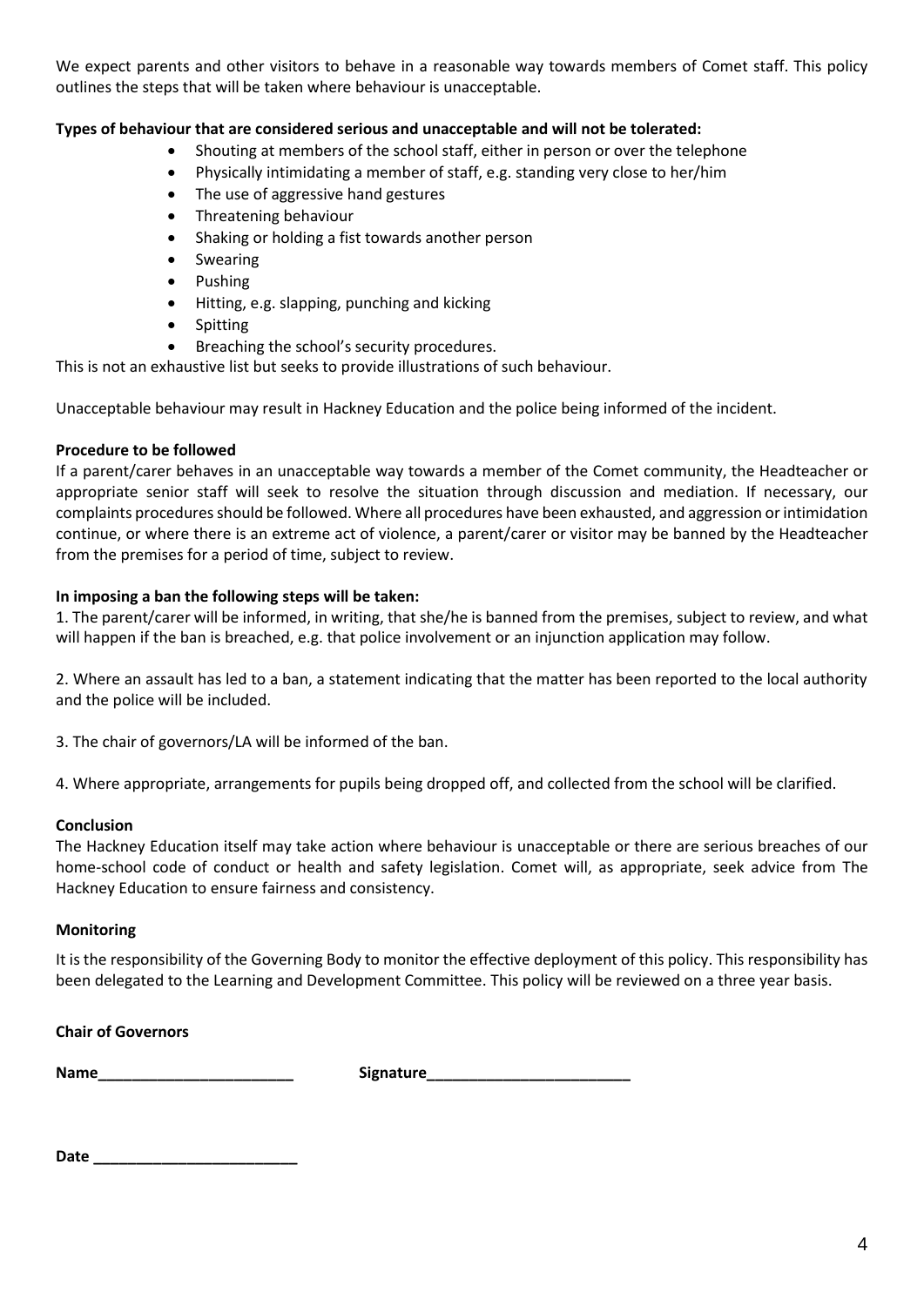We expect parents and other visitors to behave in a reasonable way towards members of Comet staff. This policy outlines the steps that will be taken where behaviour is unacceptable.

**Types of behaviour that are considered serious and unacceptable and will not be tolerated:**

- Shouting at members of the school staff, either in person or over the telephone
- Physically intimidating a member of staff, e.g. standing very close to her/him
- The use of aggressive hand gestures
- Threatening behaviour
- Shaking or holding a fist towards another person
- Swearing
- Pushing
- Hitting, e.g. slapping, punching and kicking
- Spitting
- Breaching the school's security procedures.

This is not an exhaustive list but seeks to provide illustrations of such behaviour.

Unacceptable behaviour may result in Hackney Education and the police being informed of the incident.

**Procedure to be followed**

If a parent/carer behaves in an unacceptable way towards a member of the Comet community, the Headteacher or appropriate senior staff will seek to resolve the situation through discussion and mediation. If necessary, our complaints procedures should be followed. Where all procedures have been exhausted, and aggression or intimidation continue, or where there is an extreme act of violence, a parent/carer or visitor may be banned by the Headteacher from the premises for a period of time, subject to review.

**In imposing a ban the following steps will be taken:**

1. The parent/carer will be informed, in writing, that she/he is banned from the premises, subject to review, and what will happen if the ban is breached, e.g. that police involvement or an injunction application may follow.

2. Where an assault has led to a ban, a statement indicating that the matter has been reported to the local authority and the police will be included.

3. The chair of governors/LA will be informed of the ban.

4. Where appropriate, arrangements for pupils being dropped off, and collected from the school will be clarified.

**Conclusion**

The Hackney Education itself may take action where behaviour is unacceptable or there are serious breaches of our home-school code of conduct or health and safety legislation. Comet will, as appropriate, seek advice from The Hackney Education to ensure fairness and consistency.

**Monitoring**

It is the responsibility of the Governing Body to monitor the effective deployment of this policy. This responsibility has been delegated to the Learning and Development Committee. This policy will be reviewed on a three year basis.

**Chair of Governors**

**Name**_______________________ **Signature**________________________

**Date** ________________________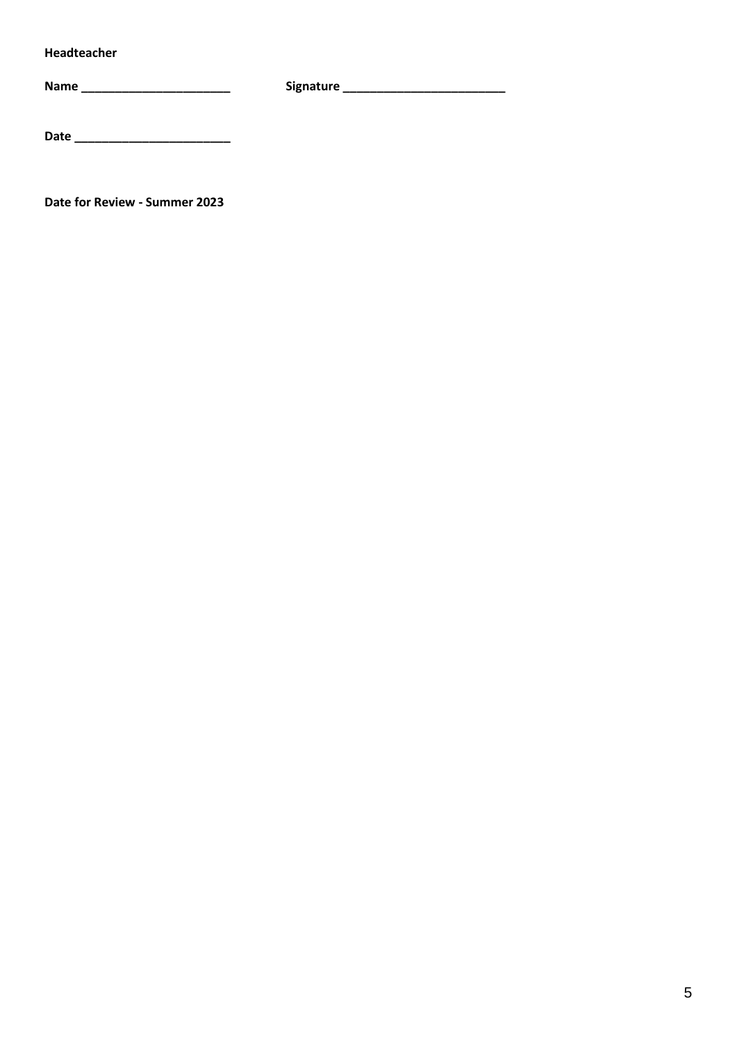**Headteacher**

**Name _______________________** **Signature _________________________**

**Date ________________________**

**Date for Review - Summer 2023**